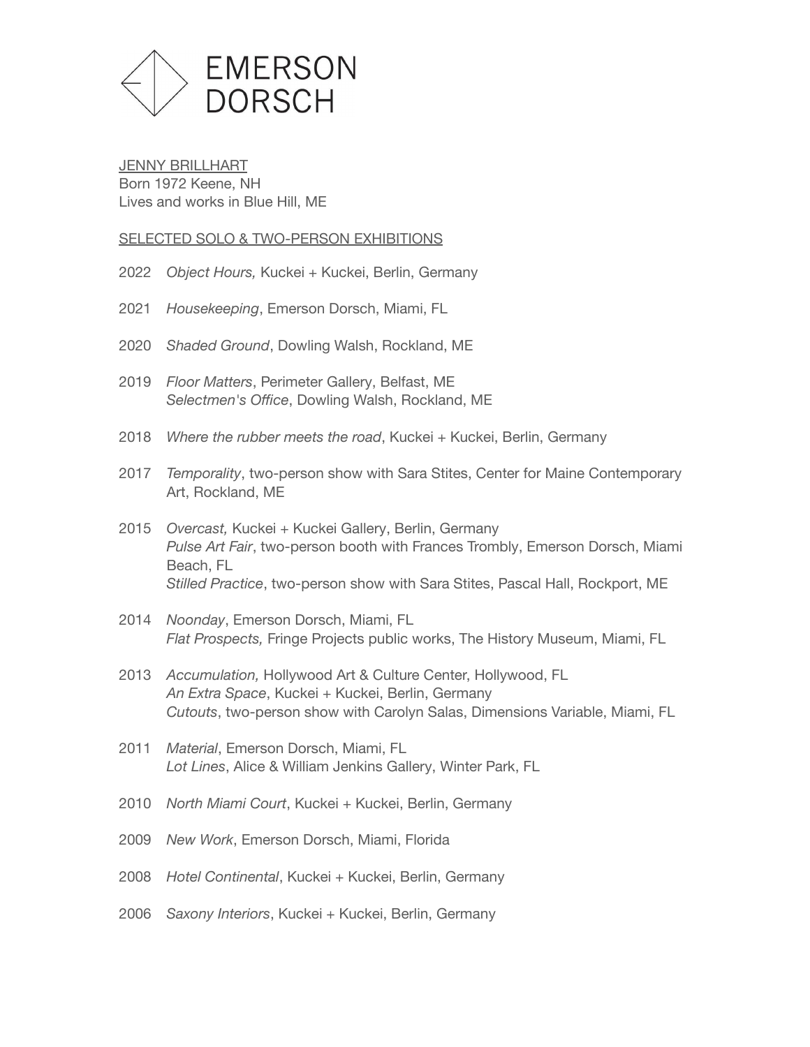EMERSON DORSCH

JENNY BRILLHART
Born 1972 Keene, NH
Lives and works in Blue Hill, ME

SELECTED SOLO & TWO-PERSON EXHIBITIONS

2022 *Object Hours,* Kuckei + Kuckei, Berlin, Germany

2021 *Housekeeping*, Emerson Dorsch, Miami, FL

2020 *Shaded Ground*, Dowling Walsh, Rockland, ME

2019 *Floor Matters*, Perimeter Gallery, Belfast, ME
*Selectmen's Office*, Dowling Walsh, Rockland, ME

2018 *Where the rubber meets the road*, Kuckei + Kuckei, Berlin, Germany

2017 *Temporality*, two-person show with Sara Stites, Center for Maine Contemporary Art, Rockland, ME

2015 *Overcast,* Kuckei + Kuckei Gallery, Berlin, Germany
*Pulse Art Fair*, two-person booth with Frances Trombly, Emerson Dorsch, Miami Beach, FL
*Stilled Practice*, two-person show with Sara Stites, Pascal Hall, Rockport, ME

2014 *Noonday*, Emerson Dorsch, Miami, FL
*Flat Prospects,* Fringe Projects public works, The History Museum, Miami, FL

2013 *Accumulation,* Hollywood Art & Culture Center, Hollywood, FL
*An Extra Space*, Kuckei + Kuckei, Berlin, Germany
*Cutouts*, two-person show with Carolyn Salas, Dimensions Variable, Miami, FL

2011 *Material*, Emerson Dorsch, Miami, FL
*Lot Lines*, Alice & William Jenkins Gallery, Winter Park, FL

2010 *North Miami Court*, Kuckei + Kuckei, Berlin, Germany

2009 *New Work*, Emerson Dorsch, Miami, Florida

2008 *Hotel Continental*, Kuckei + Kuckei, Berlin, Germany

2006 *Saxony Interiors*, Kuckei + Kuckei, Berlin, Germany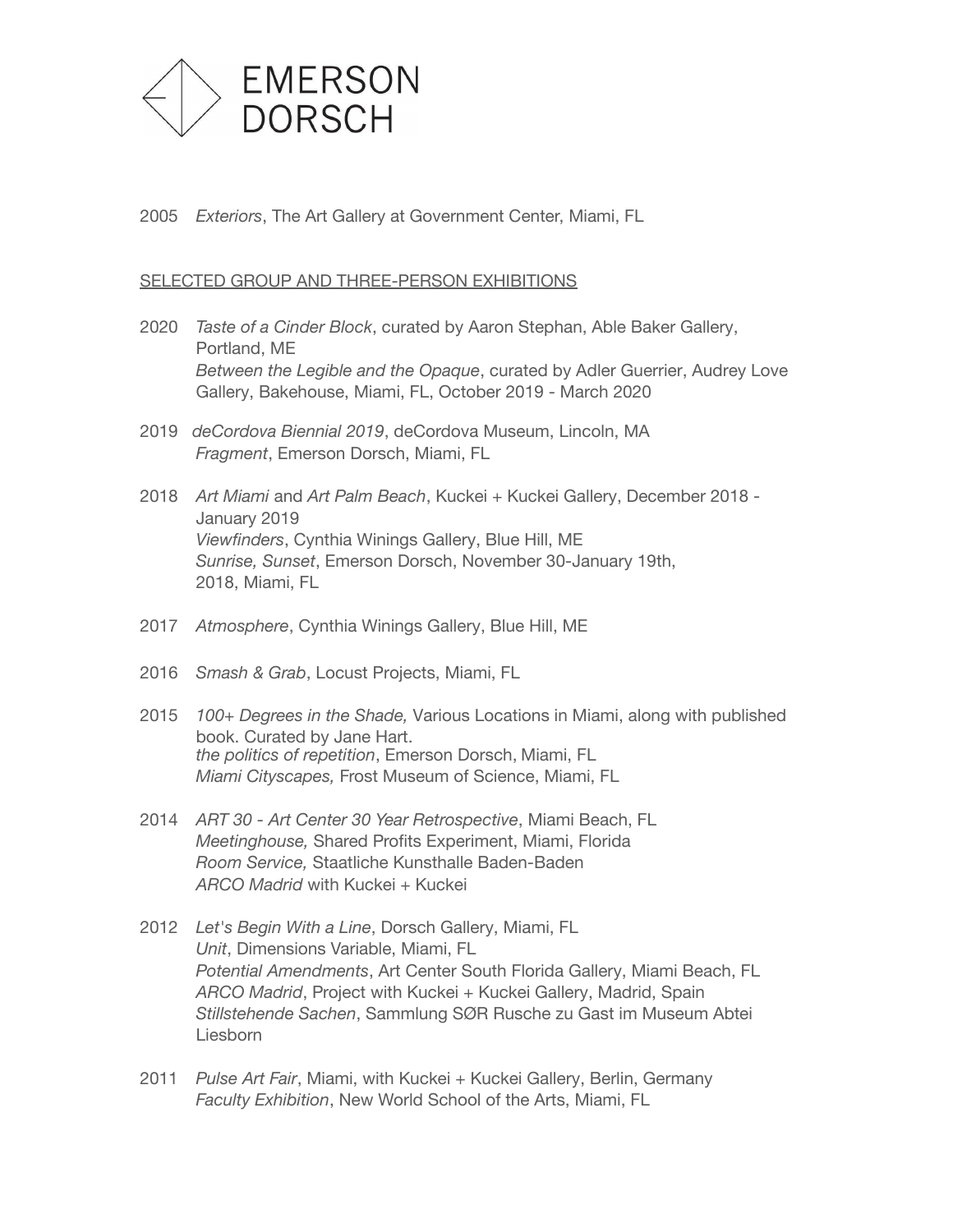2005 *Exteriors*, The Art Gallery at Government Center, Miami, FL

## SELECTED GROUP AND THREE-PERSON EXHIBITIONS

2020 *Taste of a Cinder Block*, curated by Aaron Stephan, Able Baker Gallery, Portland, ME
*Between the Legible and the Opaque*, curated by Adler Guerrier, Audrey Love Gallery, Bakehouse, Miami, FL, October 2019 - March 2020

2019 *deCordova Biennial 2019*, deCordova Museum, Lincoln, MA
*Fragment*, Emerson Dorsch, Miami, FL

2018 *Art Miami* and *Art Palm Beach*, Kuckei + Kuckei Gallery, December 2018 - January 2019
*Viewfinders*, Cynthia Winings Gallery, Blue Hill, ME
*Sunrise, Sunset*, Emerson Dorsch, November 30-January 19th, 2018, Miami, FL

2017 *Atmosphere*, Cynthia Winings Gallery, Blue Hill, ME

2016 *Smash & Grab*, Locust Projects, Miami, FL

2015 *100+ Degrees in the Shade,* Various Locations in Miami, along with published book. Curated by Jane Hart.
*the politics of repetition*, Emerson Dorsch, Miami, FL
*Miami Cityscapes,* Frost Museum of Science, Miami, FL

2014 *ART 30 - Art Center 30 Year Retrospective*, Miami Beach, FL
*Meetinghouse,* Shared Profits Experiment, Miami, Florida
*Room Service,* Staatliche Kunsthalle Baden-Baden
*ARCO Madrid* with Kuckei + Kuckei

2012 *Let's Begin With a Line*, Dorsch Gallery, Miami, FL
*Unit*, Dimensions Variable, Miami, FL
*Potential Amendments*, Art Center South Florida Gallery, Miami Beach, FL
*ARCO Madrid*, Project with Kuckei + Kuckei Gallery, Madrid, Spain
*Stillstehende Sachen*, Sammlung SØR Rusche zu Gast im Museum Abtei Liesborn

2011 *Pulse Art Fair*, Miami, with Kuckei + Kuckei Gallery, Berlin, Germany
*Faculty Exhibition*, New World School of the Arts, Miami, FL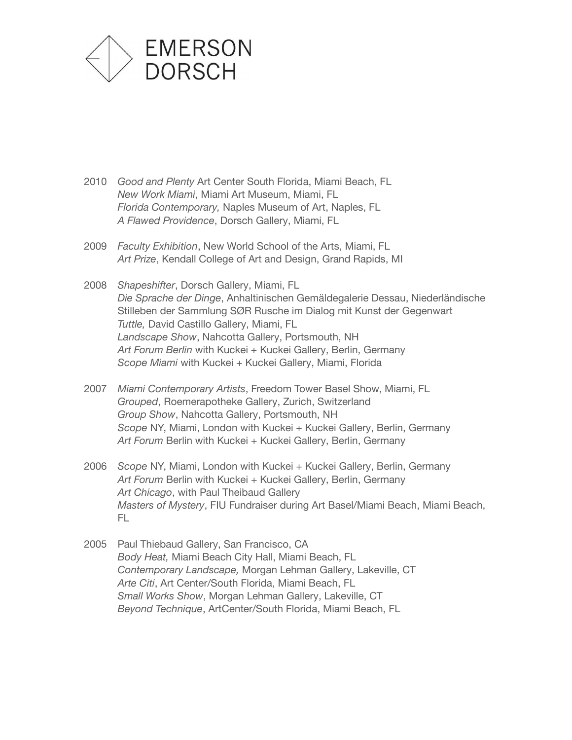2010 *Good and Plenty* Art Center South Florida, Miami Beach, FL
*New Work Miami*, Miami Art Museum, Miami, FL
*Florida Contemporary,* Naples Museum of Art, Naples, FL
*A Flawed Providence*, Dorsch Gallery, Miami, FL

2009 *Faculty Exhibition*, New World School of the Arts, Miami, FL
*Art Prize*, Kendall College of Art and Design, Grand Rapids, MI

2008 *Shapeshifter*, Dorsch Gallery, Miami, FL
*Die Sprache der Dinge*, Anhaltinischen Gemäldegalerie Dessau, Niederländische Stilleben der Sammlung SØR Rusche im Dialog mit Kunst der Gegenwart
*Tuttle,* David Castillo Gallery, Miami, FL
*Landscape Show*, Nahcotta Gallery, Portsmouth, NH
*Art Forum Berlin* with Kuckei + Kuckei Gallery, Berlin, Germany
*Scope Miami* with Kuckei + Kuckei Gallery, Miami, Florida

2007 *Miami Contemporary Artists*, Freedom Tower Basel Show, Miami, FL
*Grouped*, Roemerapotheke Gallery, Zurich, Switzerland
*Group Show*, Nahcotta Gallery, Portsmouth, NH
*Scope* NY, Miami, London with Kuckei + Kuckei Gallery, Berlin, Germany
*Art Forum* Berlin with Kuckei + Kuckei Gallery, Berlin, Germany

2006 *Scope* NY, Miami, London with Kuckei + Kuckei Gallery, Berlin, Germany
*Art Forum* Berlin with Kuckei + Kuckei Gallery, Berlin, Germany
*Art Chicago*, with Paul Theibaud Gallery
*Masters of Mystery*, FIU Fundraiser during Art Basel/Miami Beach, Miami Beach, FL

2005 Paul Thiebaud Gallery, San Francisco, CA
*Body Heat,* Miami Beach City Hall, Miami Beach, FL
*Contemporary Landscape,* Morgan Lehman Gallery, Lakeville, CT
*Arte Citi*, Art Center/South Florida, Miami Beach, FL
*Small Works Show*, Morgan Lehman Gallery, Lakeville, CT
*Beyond Technique*, ArtCenter/South Florida, Miami Beach, FL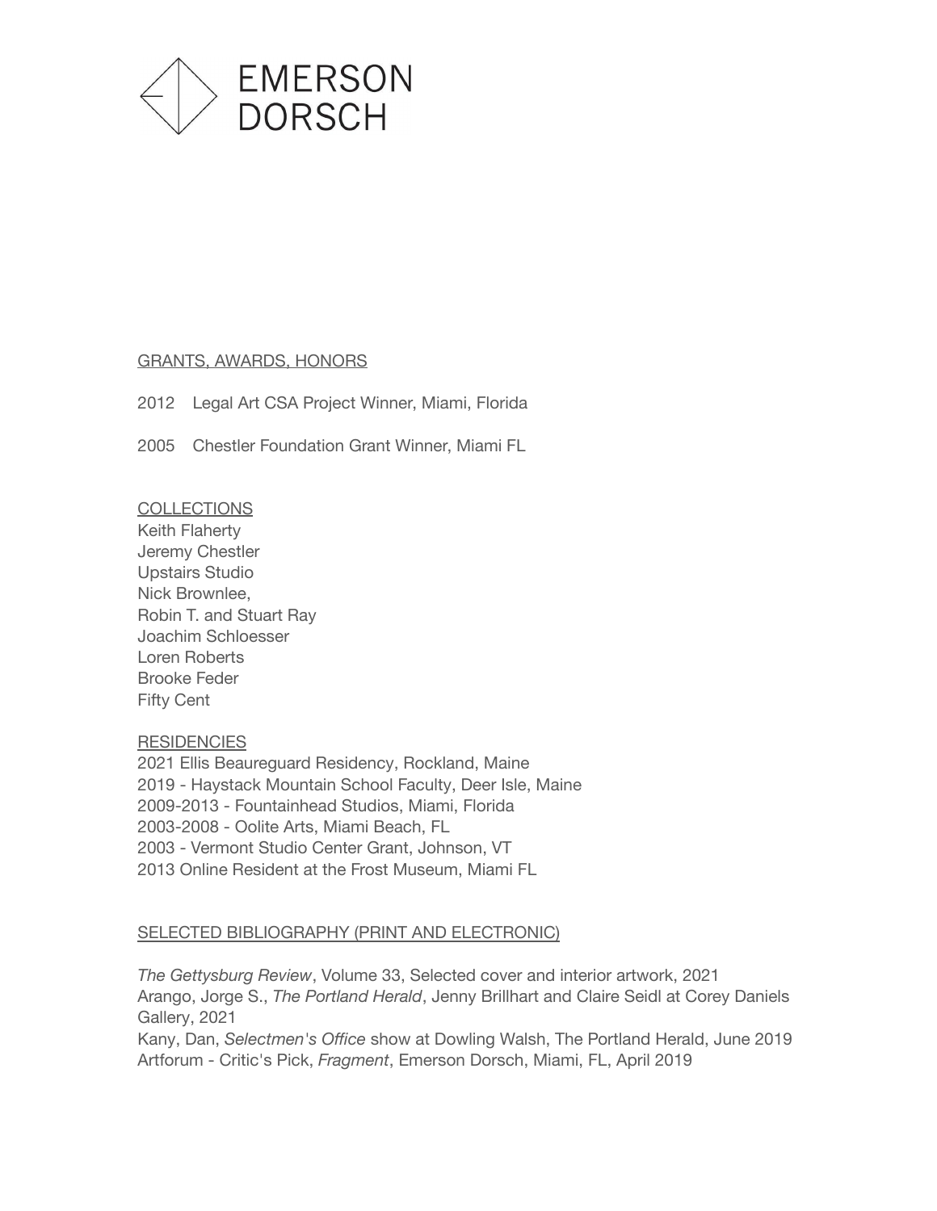# EMERSON DORSCH

## GRANTS, AWARDS, HONORS

2012 Legal Art CSA Project Winner, Miami, Florida

2005 Chestler Foundation Grant Winner, Miami FL

## COLLECTIONS

Keith Flaherty
Jeremy Chestler
Upstairs Studio
Nick Brownlee,
Robin T. and Stuart Ray
Joachim Schloesser
Loren Roberts
Brooke Feder
Fifty Cent

## RESIDENCIES

2021 Ellis Beaureguard Residency, Rockland, Maine
2019 - Haystack Mountain School Faculty, Deer Isle, Maine
2009-2013 - Fountainhead Studios, Miami, Florida
2003-2008 - Oolite Arts, Miami Beach, FL
2003 - Vermont Studio Center Grant, Johnson, VT
2013 Online Resident at the Frost Museum, Miami FL

## SELECTED BIBLIOGRAPHY (PRINT AND ELECTRONIC)

*The Gettysburg Review*, Volume 33, Selected cover and interior artwork, 2021
Arango, Jorge S., *The Portland Herald*, Jenny Brillhart and Claire Seidl at Corey Daniels Gallery, 2021
Kany, Dan, *Selectmen's Office* show at Dowling Walsh, The Portland Herald, June 2019
Artforum - Critic's Pick, *Fragment*, Emerson Dorsch, Miami, FL, April 2019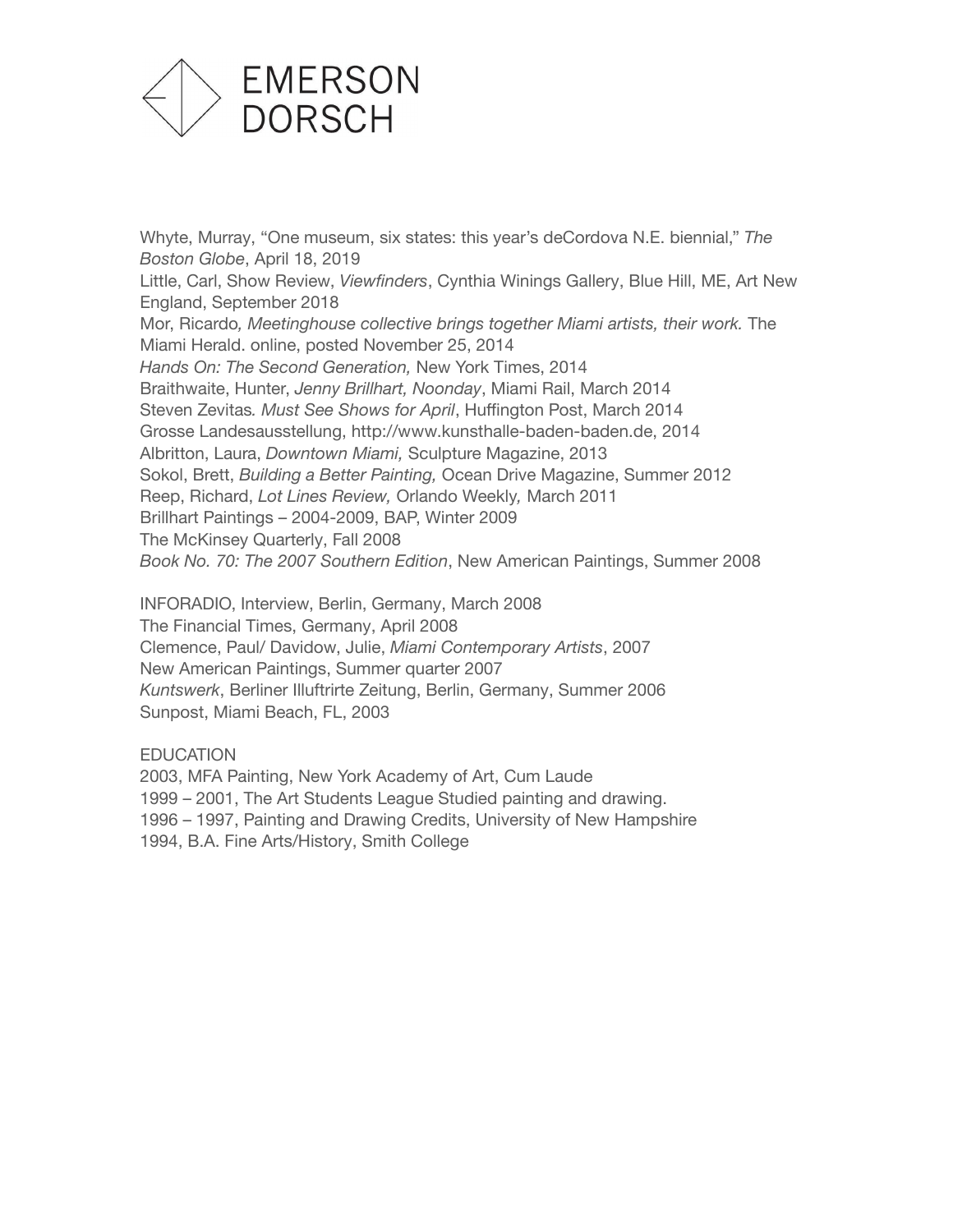Whyte, Murray, “One museum, six states: this year’s deCordova N.E. biennial,” *The Boston Globe*, April 18, 2019
Little, Carl, Show Review, *Viewfinders*, Cynthia Winings Gallery, Blue Hill, ME, Art New England, September 2018
Mor, Ricardo*, Meetinghouse collective brings together Miami artists, their work.* The Miami Herald. online, posted November 25, 2014
*Hands On: The Second Generation,* New York Times, 2014
Braithwaite, Hunter, *Jenny Brillhart, Noonday*, Miami Rail, March 2014
Steven Zevitas*. Must See Shows for April*, Huffington Post, March 2014
Grosse Landesausstellung, http://www.kunsthalle-baden-baden.de, 2014
Albritton, Laura, *Downtown Miami,* Sculpture Magazine, 2013
Sokol, Brett, *Building a Better Painting,* Ocean Drive Magazine, Summer 2012
Reep, Richard, *Lot Lines Review,* Orlando Weekly*,* March 2011
Brillhart Paintings – 2004-2009, BAP, Winter 2009
The McKinsey Quarterly, Fall 2008
*Book No. 70: The 2007 Southern Edition*, New American Paintings, Summer 2008

INFORADIO, Interview, Berlin, Germany, March 2008
The Financial Times, Germany, April 2008
Clemence, Paul/ Davidow, Julie, *Miami Contemporary Artists*, 2007
New American Paintings, Summer quarter 2007
*Kuntswerk*, Berliner Illuftrirte Zeitung, Berlin, Germany, Summer 2006
Sunpost, Miami Beach, FL, 2003

EDUCATION
2003, MFA Painting, New York Academy of Art, Cum Laude
1999 – 2001, The Art Students League Studied painting and drawing.
1996 – 1997, Painting and Drawing Credits, University of New Hampshire
1994, B.A. Fine Arts/History, Smith College